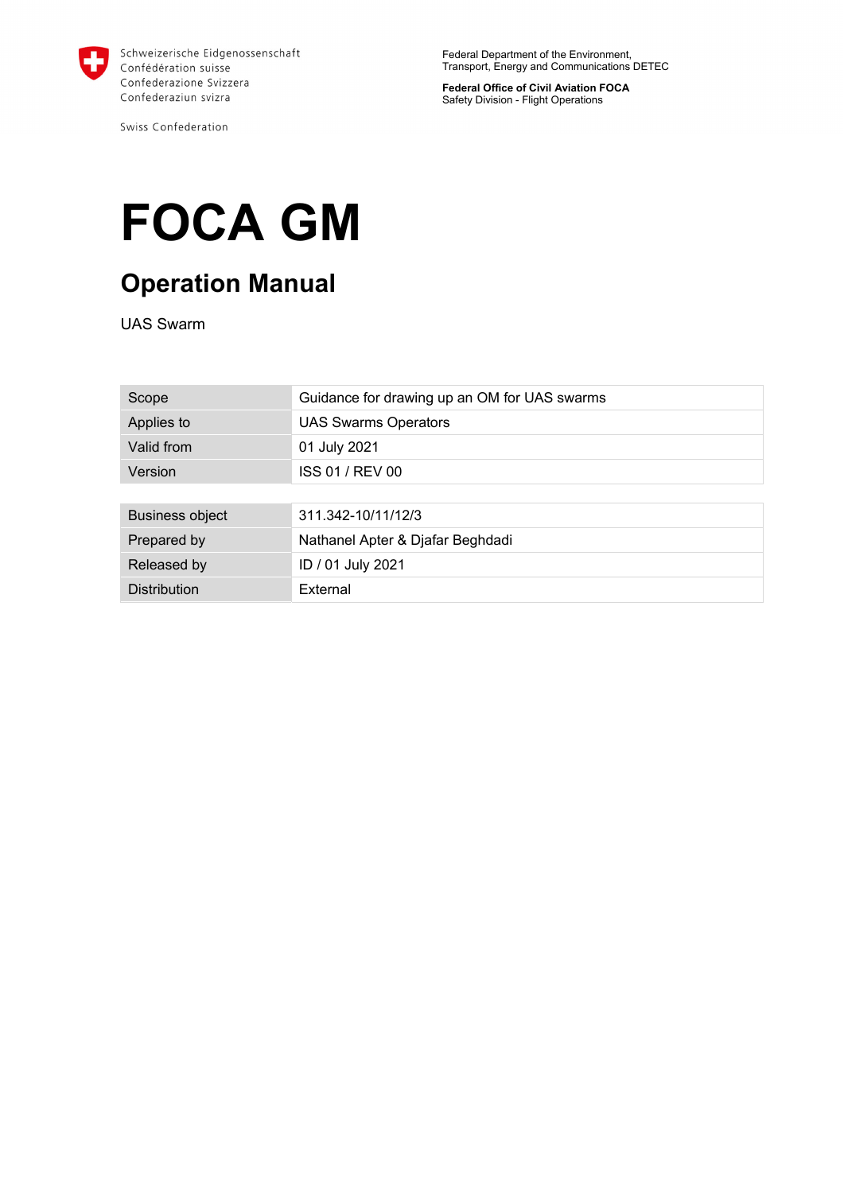Schweizerische Eidgenossenschaft
Confédération suisse
Confederazione Svizzera
Confederaziun svizra

Swiss Confederation

Federal Department of the Environment, Transport, Energy and Communications DETEC

**Federal Office of Civil Aviation FOCA**
Safety Division - Flight Operations

# FOCA GM

## Operation Manual

UAS Swarm

| | |
|---|---|
| Scope | Guidance for drawing up an OM for UAS swarms |
| Applies to | UAS Swarms Operators |
| Valid from | 01 July 2021 |
| Version | ISS 01 / REV 00 |

| | |
|---|---|
| Business object | 311.342-10/11/12/3 |
| Prepared by | Nathanel Apter & Djafar Beghdadi |
| Released by | ID / 01 July 2021 |
| Distribution | External |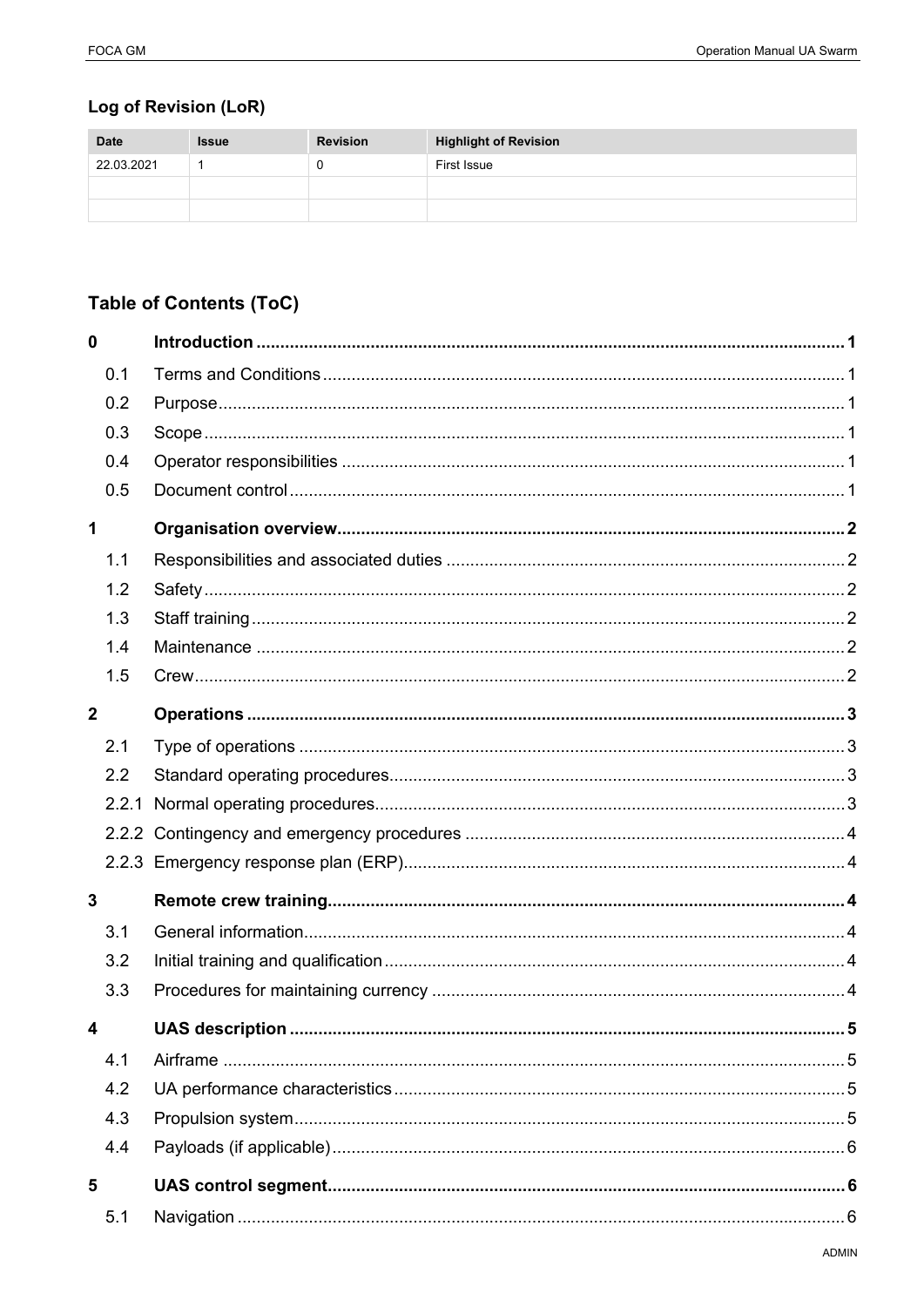## Log of Revision (LoR)

| Date | Issue | Revision | Highlight of Revision |
|---|---|---|---|
| 22.03.2021 | 1 | 0 | First Issue |
| | | | |
| | | | |

## Table of Contents (ToC)

| | | |
|---|---|---|
| **0** | **Introduction** | **1** |
| 0.1 | Terms and Conditions | 1 |
| 0.2 | Purpose | 1 |
| 0.3 | Scope | 1 |
| 0.4 | Operator responsibilities | 1 |
| 0.5 | Document control | 1 |
| **1** | **Organisation overview** | **2** |
| 1.1 | Responsibilities and associated duties | 2 |
| 1.2 | Safety | 2 |
| 1.3 | Staff training | 2 |
| 1.4 | Maintenance | 2 |
| 1.5 | Crew | 2 |
| **2** | **Operations** | **3** |
| 2.1 | Type of operations | 3 |
| 2.2 | Standard operating procedures | 3 |
| 2.2.1 | Normal operating procedures | 3 |
| 2.2.2 | Contingency and emergency procedures | 4 |
| 2.2.3 | Emergency response plan (ERP) | 4 |
| **3** | **Remote crew training** | **4** |
| 3.1 | General information | 4 |
| 3.2 | Initial training and qualification | 4 |
| 3.3 | Procedures for maintaining currency | 4 |
| **4** | **UAS description** | **5** |
| 4.1 | Airframe | 5 |
| 4.2 | UA performance characteristics | 5 |
| 4.3 | Propulsion system | 5 |
| 4.4 | Payloads (if applicable) | 6 |
| **5** | **UAS control segment** | **6** |
| 5.1 | Navigation | 6 |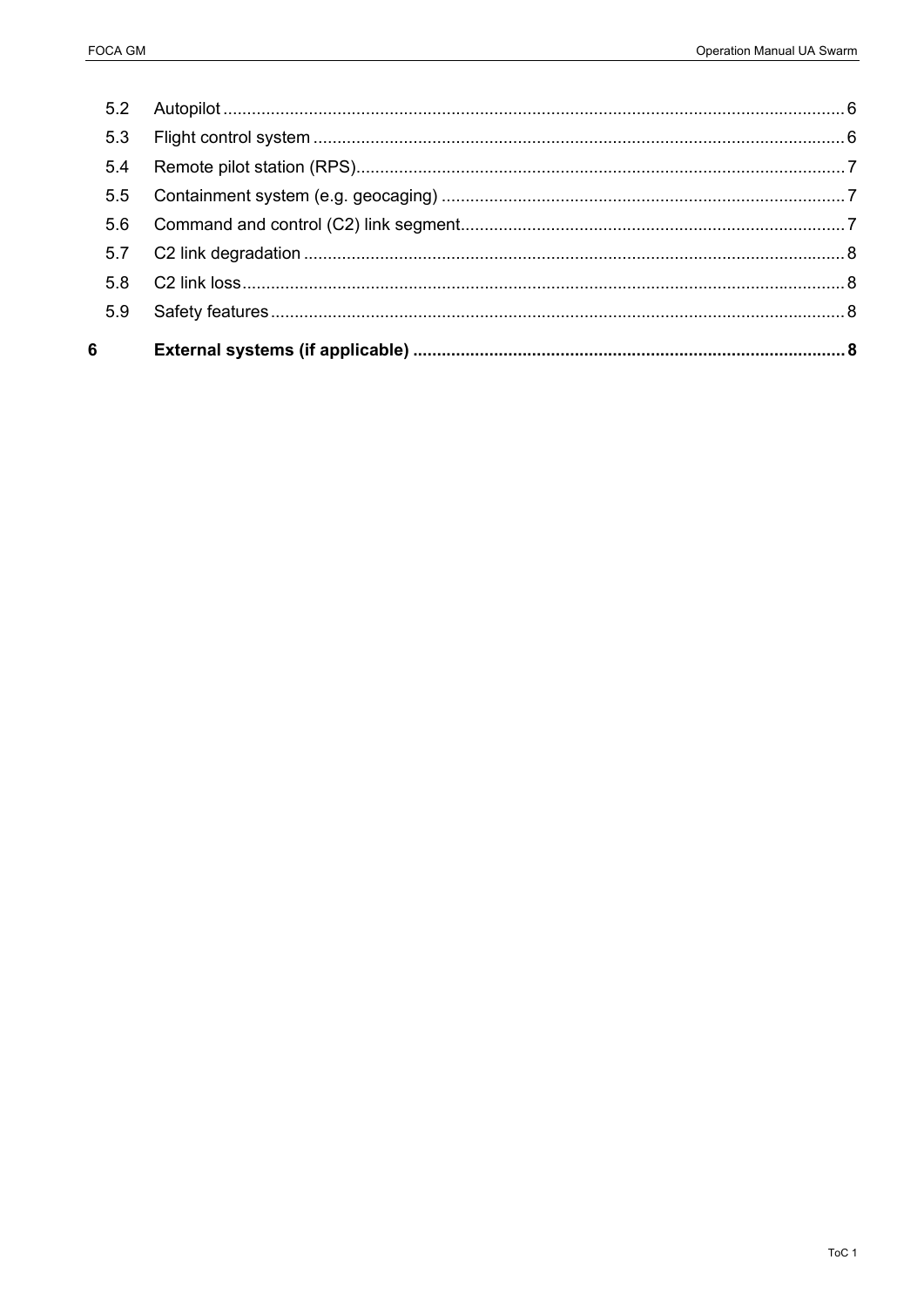| | | |
|---|---|---|
| 5.2 | Autopilot | 6 |
| 5.3 | Flight control system | 6 |
| 5.4 | Remote pilot station (RPS) | 7 |
| 5.5 | Containment system (e.g. geocaging) | 7 |
| 5.6 | Command and control (C2) link segment | 7 |
| 5.7 | C2 link degradation | 8 |
| 5.8 | C2 link loss | 8 |
| 5.9 | Safety features | 8 |
| **6** | **External systems (if applicable)** | **8** |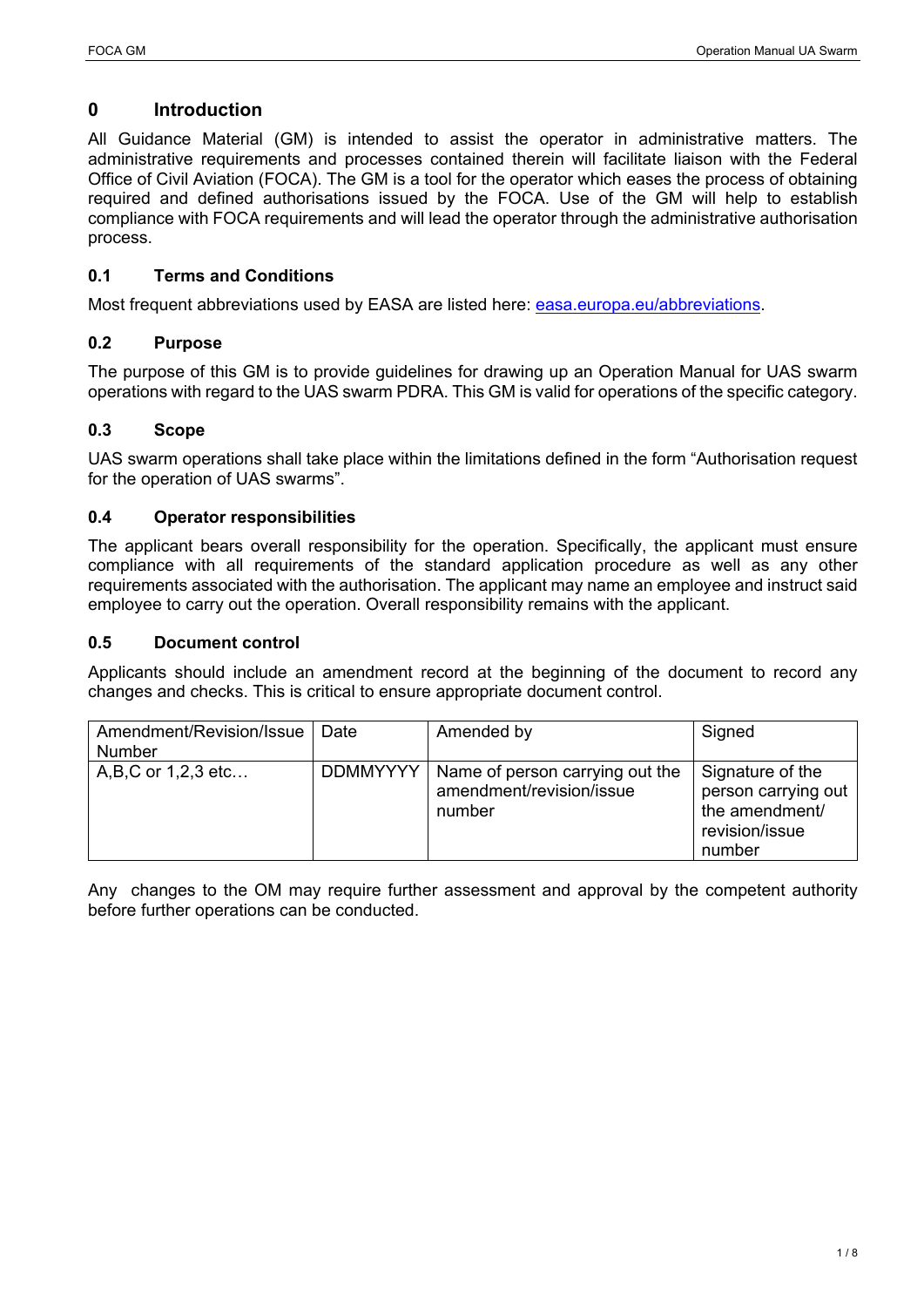# 0 Introduction

All Guidance Material (GM) is intended to assist the operator in administrative matters. The administrative requirements and processes contained therein will facilitate liaison with the Federal Office of Civil Aviation (FOCA). The GM is a tool for the operator which eases the process of obtaining required and defined authorisations issued by the FOCA. Use of the GM will help to establish compliance with FOCA requirements and will lead the operator through the administrative authorisation process.

## 0.1 Terms and Conditions

Most frequent abbreviations used by EASA are listed here: [easa.europa.eu/abbreviations](easa.europa.eu/abbreviations).

## 0.2 Purpose

The purpose of this GM is to provide guidelines for drawing up an Operation Manual for UAS swarm operations with regard to the UAS swarm PDRA. This GM is valid for operations of the specific category.

## 0.3 Scope

UAS swarm operations shall take place within the limitations defined in the form "Authorisation request for the operation of UAS swarms".

## 0.4 Operator responsibilities

The applicant bears overall responsibility for the operation. Specifically, the applicant must ensure compliance with all requirements of the standard application procedure as well as any other requirements associated with the authorisation. The applicant may name an employee and instruct said employee to carry out the operation. Overall responsibility remains with the applicant.

## 0.5 Document control

Applicants should include an amendment record at the beginning of the document to record any changes and checks. This is critical to ensure appropriate document control.

| Amendment/Revision/Issue Number | Date | Amended by | Signed |
|---|---|---|---|
| A,B,C or 1,2,3 etc… | DDMMYYYY | Name of person carrying out the amendment/revision/issue number | Signature of the person carrying out the amendment/ revision/issue number |

Any changes to the OM may require further assessment and approval by the competent authority before further operations can be conducted.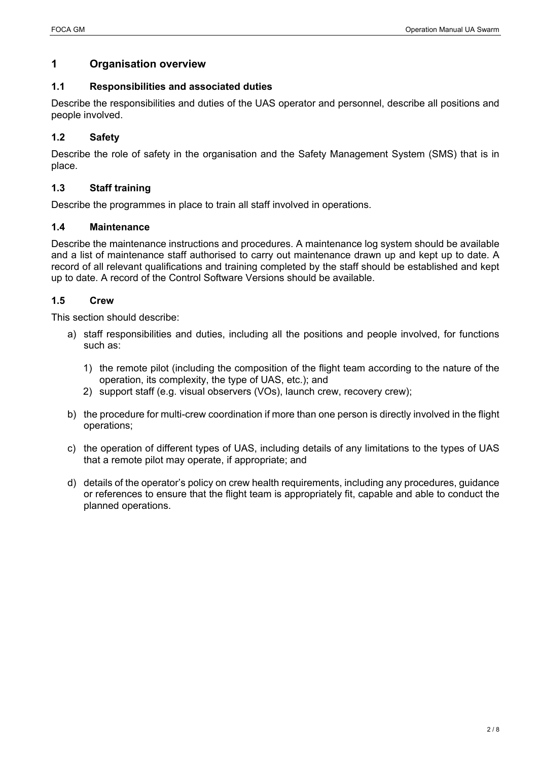# 1 Organisation overview

## 1.1 Responsibilities and associated duties

Describe the responsibilities and duties of the UAS operator and personnel, describe all positions and people involved.

## 1.2 Safety

Describe the role of safety in the organisation and the Safety Management System (SMS) that is in place.

## 1.3 Staff training

Describe the programmes in place to train all staff involved in operations.

## 1.4 Maintenance

Describe the maintenance instructions and procedures. A maintenance log system should be available and a list of maintenance staff authorised to carry out maintenance drawn up and kept up to date. A record of all relevant qualifications and training completed by the staff should be established and kept up to date. A record of the Control Software Versions should be available.

## 1.5 Crew

This section should describe:

a) staff responsibilities and duties, including all the positions and people involved, for functions such as:

   1) the remote pilot (including the composition of the flight team according to the nature of the operation, its complexity, the type of UAS, etc.); and
   2) support staff (e.g. visual observers (VOs), launch crew, recovery crew);

b) the procedure for multi-crew coordination if more than one person is directly involved in the flight operations;

c) the operation of different types of UAS, including details of any limitations to the types of UAS that a remote pilot may operate, if appropriate; and

d) details of the operator's policy on crew health requirements, including any procedures, guidance or references to ensure that the flight team is appropriately fit, capable and able to conduct the planned operations.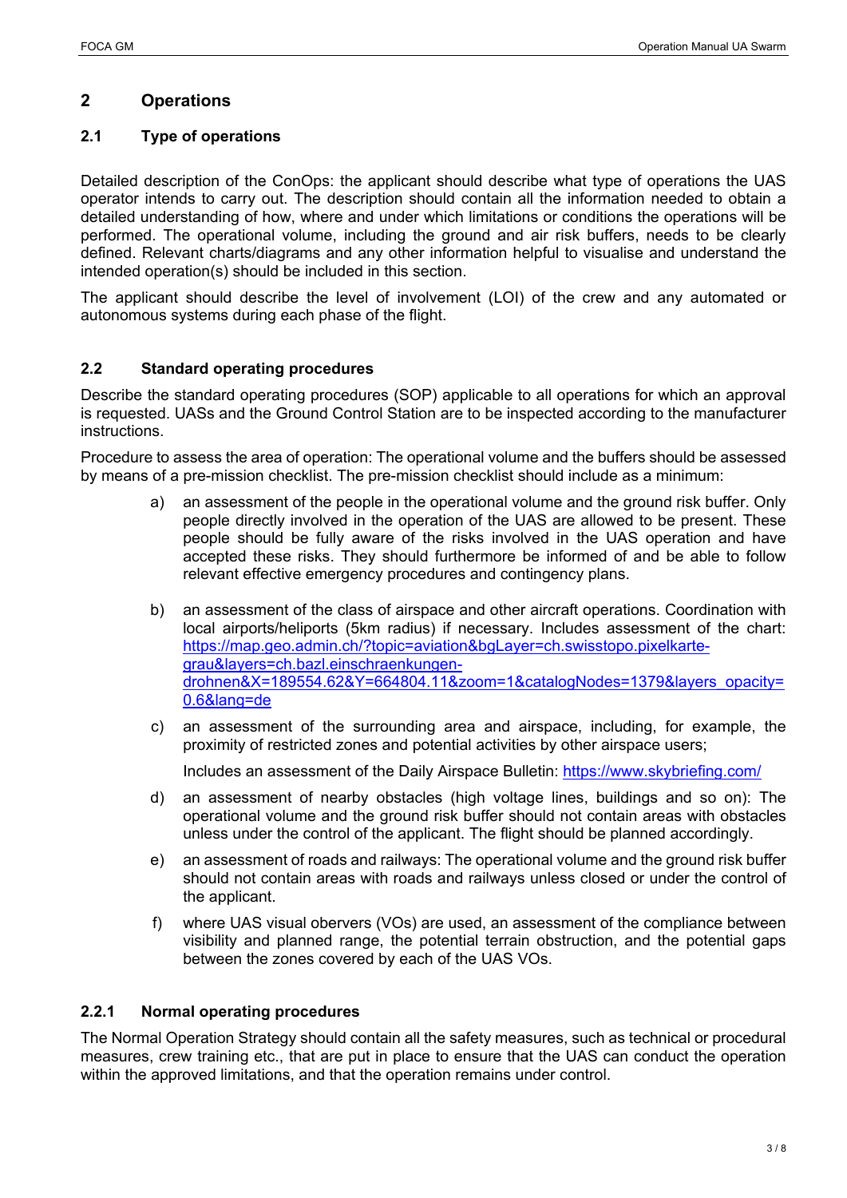## 2 Operations

### 2.1 Type of operations

Detailed description of the ConOps: the applicant should describe what type of operations the UAS operator intends to carry out. The description should contain all the information needed to obtain a detailed understanding of how, where and under which limitations or conditions the operations will be performed. The operational volume, including the ground and air risk buffers, needs to be clearly defined. Relevant charts/diagrams and any other information helpful to visualise and understand the intended operation(s) should be included in this section.

The applicant should describe the level of involvement (LOI) of the crew and any automated or autonomous systems during each phase of the flight.

### 2.2 Standard operating procedures

Describe the standard operating procedures (SOP) applicable to all operations for which an approval is requested. UASs and the Ground Control Station are to be inspected according to the manufacturer instructions.

Procedure to assess the area of operation: The operational volume and the buffers should be assessed by means of a pre-mission checklist. The pre-mission checklist should include as a minimum:

a) an assessment of the people in the operational volume and the ground risk buffer. Only people directly involved in the operation of the UAS are allowed to be present. These people should be fully aware of the risks involved in the UAS operation and have accepted these risks. They should furthermore be informed of and be able to follow relevant effective emergency procedures and contingency plans.

b) an assessment of the class of airspace and other aircraft operations. Coordination with local airports/heliports (5km radius) if necessary. Includes assessment of the chart: https://map.geo.admin.ch/?topic=aviation&bgLayer=ch.swisstopo.pixelkarte-grau&layers=ch.bazl.einschraenkungen-drohnen&X=189554.62&Y=664804.11&zoom=1&catalogNodes=1379&layers_opacity=0.6&lang=de

c) an assessment of the surrounding area and airspace, including, for example, the proximity of restricted zones and potential activities by other airspace users;

   Includes an assessment of the Daily Airspace Bulletin: https://www.skybriefing.com/

d) an assessment of nearby obstacles (high voltage lines, buildings and so on): The operational volume and the ground risk buffer should not contain areas with obstacles unless under the control of the applicant. The flight should be planned accordingly.

e) an assessment of roads and railways: The operational volume and the ground risk buffer should not contain areas with roads and railways unless closed or under the control of the applicant.

f) where UAS visual obervers (VOs) are used, an assessment of the compliance between visibility and planned range, the potential terrain obstruction, and the potential gaps between the zones covered by each of the UAS VOs.

#### 2.2.1 Normal operating procedures

The Normal Operation Strategy should contain all the safety measures, such as technical or procedural measures, crew training etc., that are put in place to ensure that the UAS can conduct the operation within the approved limitations, and that the operation remains under control.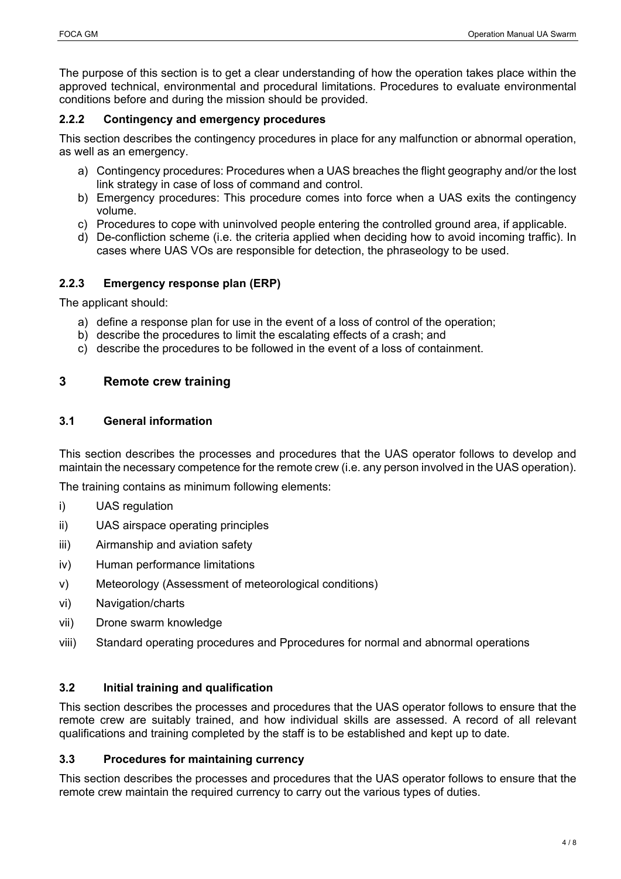The purpose of this section is to get a clear understanding of how the operation takes place within the approved technical, environmental and procedural limitations. Procedures to evaluate environmental conditions before and during the mission should be provided.

### 2.2.2 Contingency and emergency procedures

This section describes the contingency procedures in place for any malfunction or abnormal operation, as well as an emergency.

a) Contingency procedures: Procedures when a UAS breaches the flight geography and/or the lost link strategy in case of loss of command and control.
b) Emergency procedures: This procedure comes into force when a UAS exits the contingency volume.
c) Procedures to cope with uninvolved people entering the controlled ground area, if applicable.
d) De-confliction scheme (i.e. the criteria applied when deciding how to avoid incoming traffic). In cases where UAS VOs are responsible for detection, the phraseology to be used.

### 2.2.3 Emergency response plan (ERP)

The applicant should:

a) define a response plan for use in the event of a loss of control of the operation;
b) describe the procedures to limit the escalating effects of a crash; and
c) describe the procedures to be followed in the event of a loss of containment.

# 3 Remote crew training

## 3.1 General information

This section describes the processes and procedures that the UAS operator follows to develop and maintain the necessary competence for the remote crew (i.e. any person involved in the UAS operation).

The training contains as minimum following elements:

i) UAS regulation
ii) UAS airspace operating principles
iii) Airmanship and aviation safety
iv) Human performance limitations
v) Meteorology (Assessment of meteorological conditions)
vi) Navigation/charts
vii) Drone swarm knowledge
viii) Standard operating procedures and Pprocedures for normal and abnormal operations

## 3.2 Initial training and qualification

This section describes the processes and procedures that the UAS operator follows to ensure that the remote crew are suitably trained, and how individual skills are assessed. A record of all relevant qualifications and training completed by the staff is to be established and kept up to date.

## 3.3 Procedures for maintaining currency

This section describes the processes and procedures that the UAS operator follows to ensure that the remote crew maintain the required currency to carry out the various types of duties.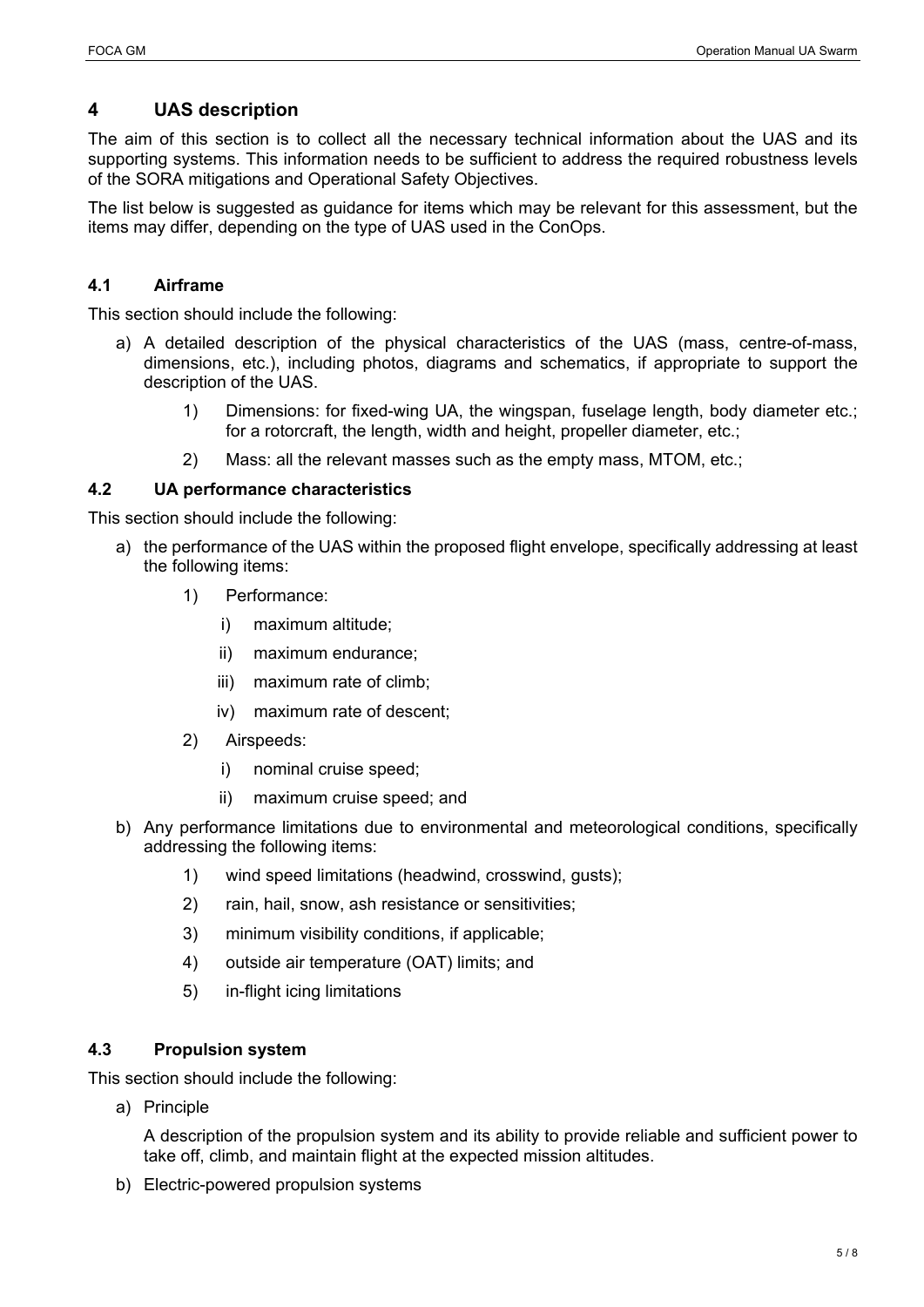## 4 UAS description

The aim of this section is to collect all the necessary technical information about the UAS and its supporting systems. This information needs to be sufficient to address the required robustness levels of the SORA mitigations and Operational Safety Objectives.

The list below is suggested as guidance for items which may be relevant for this assessment, but the items may differ, depending on the type of UAS used in the ConOps.

### 4.1 Airframe

This section should include the following:

a) A detailed description of the physical characteristics of the UAS (mass, centre-of-mass, dimensions, etc.), including photos, diagrams and schematics, if appropriate to support the description of the UAS.

   1) Dimensions: for fixed-wing UA, the wingspan, fuselage length, body diameter etc.; for a rotorcraft, the length, width and height, propeller diameter, etc.;

   2) Mass: all the relevant masses such as the empty mass, MTOM, etc.;

### 4.2 UA performance characteristics

This section should include the following:

a) the performance of the UAS within the proposed flight envelope, specifically addressing at least the following items:

   1) Performance:

      i) maximum altitude;

      ii) maximum endurance;

      iii) maximum rate of climb;

      iv) maximum rate of descent;

   2) Airspeeds:

      i) nominal cruise speed;

      ii) maximum cruise speed; and

b) Any performance limitations due to environmental and meteorological conditions, specifically addressing the following items:

   1) wind speed limitations (headwind, crosswind, gusts);

   2) rain, hail, snow, ash resistance or sensitivities;

   3) minimum visibility conditions, if applicable;

   4) outside air temperature (OAT) limits; and

   5) in-flight icing limitations

### 4.3 Propulsion system

This section should include the following:

a) Principle

   A description of the propulsion system and its ability to provide reliable and sufficient power to take off, climb, and maintain flight at the expected mission altitudes.

b) Electric-powered propulsion systems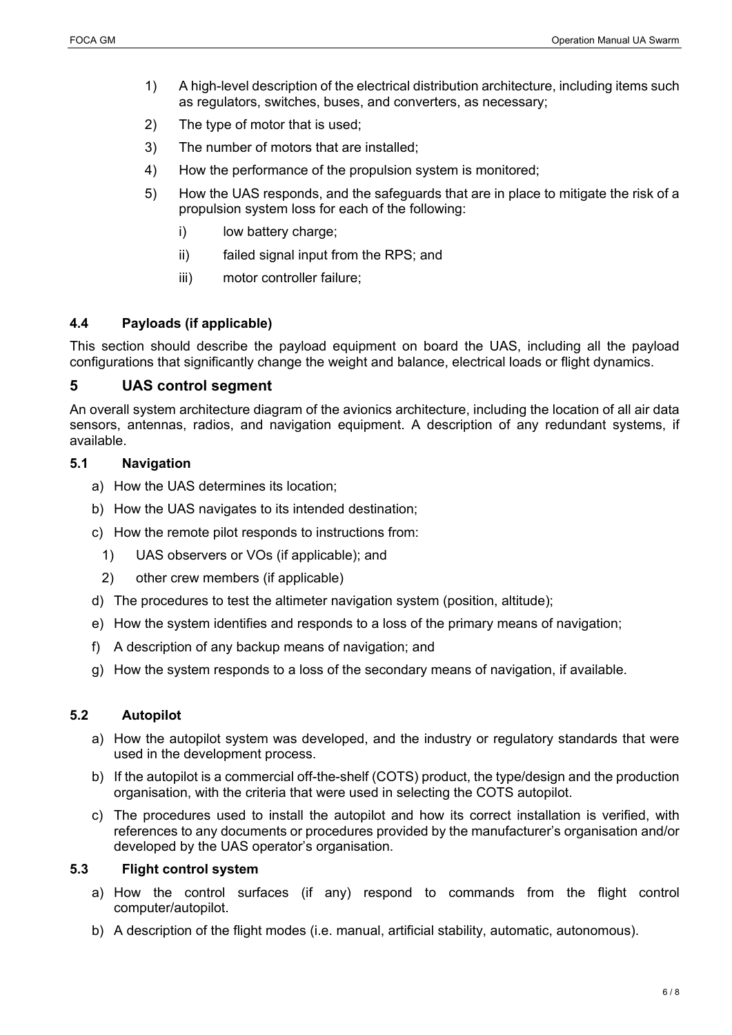1) A high-level description of the electrical distribution architecture, including items such as regulators, switches, buses, and converters, as necessary;
2) The type of motor that is used;
3) The number of motors that are installed;
4) How the performance of the propulsion system is monitored;
5) How the UAS responds, and the safeguards that are in place to mitigate the risk of a propulsion system loss for each of the following:
   i) low battery charge;
   ii) failed signal input from the RPS; and
   iii) motor controller failure;

### 4.4 Payloads (if applicable)

This section should describe the payload equipment on board the UAS, including all the payload configurations that significantly change the weight and balance, electrical loads or flight dynamics.

## 5 UAS control segment

An overall system architecture diagram of the avionics architecture, including the location of all air data sensors, antennas, radios, and navigation equipment. A description of any redundant systems, if available.

### 5.1 Navigation

a) How the UAS determines its location;
b) How the UAS navigates to its intended destination;
c) How the remote pilot responds to instructions from:
   1) UAS observers or VOs (if applicable); and
   2) other crew members (if applicable)
d) The procedures to test the altimeter navigation system (position, altitude);
e) How the system identifies and responds to a loss of the primary means of navigation;
f) A description of any backup means of navigation; and
g) How the system responds to a loss of the secondary means of navigation, if available.

### 5.2 Autopilot

a) How the autopilot system was developed, and the industry or regulatory standards that were used in the development process.
b) If the autopilot is a commercial off-the-shelf (COTS) product, the type/design and the production organisation, with the criteria that were used in selecting the COTS autopilot.
c) The procedures used to install the autopilot and how its correct installation is verified, with references to any documents or procedures provided by the manufacturer's organisation and/or developed by the UAS operator's organisation.

### 5.3 Flight control system

a) How the control surfaces (if any) respond to commands from the flight control computer/autopilot.
b) A description of the flight modes (i.e. manual, artificial stability, automatic, autonomous).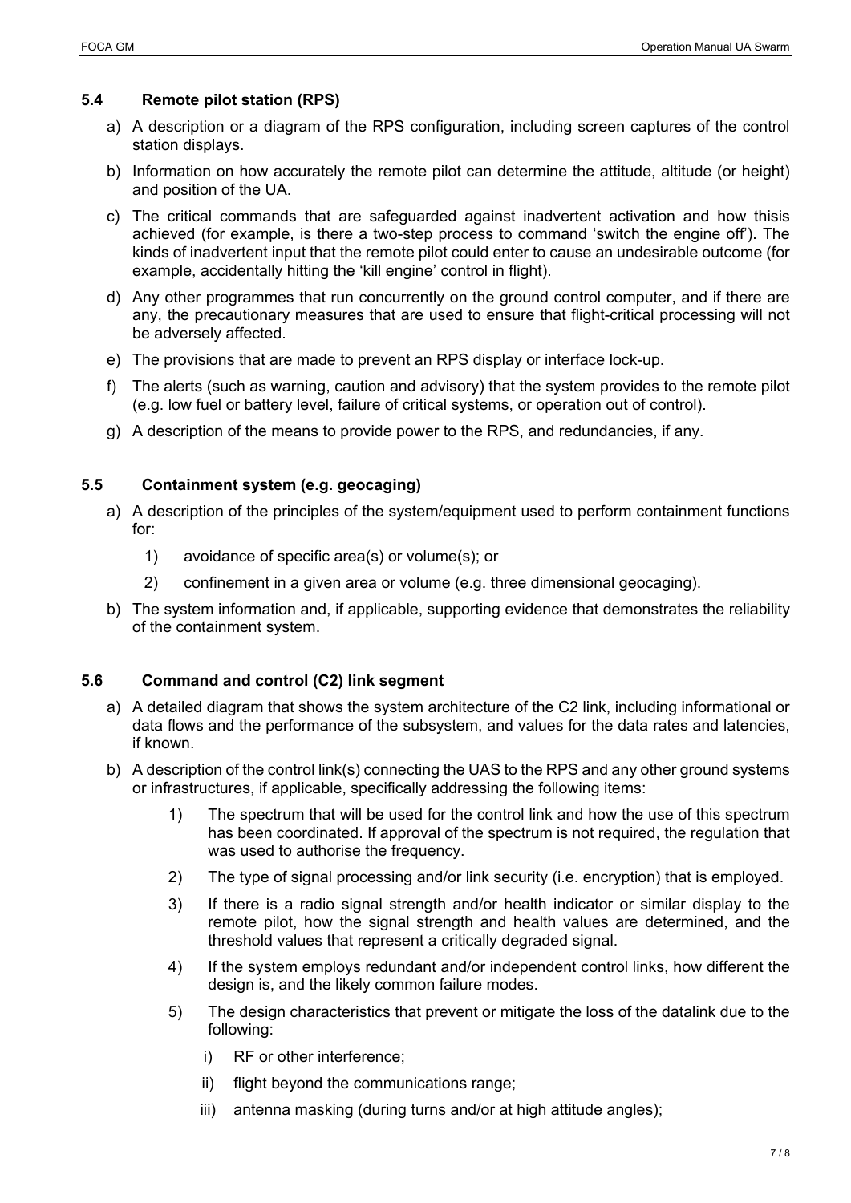### 5.4 Remote pilot station (RPS)

a) A description or a diagram of the RPS configuration, including screen captures of the control station displays.

b) Information on how accurately the remote pilot can determine the attitude, altitude (or height) and position of the UA.

c) The critical commands that are safeguarded against inadvertent activation and how thisis achieved (for example, is there a two-step process to command 'switch the engine off'). The kinds of inadvertent input that the remote pilot could enter to cause an undesirable outcome (for example, accidentally hitting the 'kill engine' control in flight).

d) Any other programmes that run concurrently on the ground control computer, and if there are any, the precautionary measures that are used to ensure that flight-critical processing will not be adversely affected.

e) The provisions that are made to prevent an RPS display or interface lock-up.

f) The alerts (such as warning, caution and advisory) that the system provides to the remote pilot (e.g. low fuel or battery level, failure of critical systems, or operation out of control).

g) A description of the means to provide power to the RPS, and redundancies, if any.

### 5.5 Containment system (e.g. geocaging)

a) A description of the principles of the system/equipment used to perform containment functions for:

   1) avoidance of specific area(s) or volume(s); or

   2) confinement in a given area or volume (e.g. three dimensional geocaging).

b) The system information and, if applicable, supporting evidence that demonstrates the reliability of the containment system.

### 5.6 Command and control (C2) link segment

a) A detailed diagram that shows the system architecture of the C2 link, including informational or data flows and the performance of the subsystem, and values for the data rates and latencies, if known.

b) A description of the control link(s) connecting the UAS to the RPS and any other ground systems or infrastructures, if applicable, specifically addressing the following items:

   1) The spectrum that will be used for the control link and how the use of this spectrum has been coordinated. If approval of the spectrum is not required, the regulation that was used to authorise the frequency.

   2) The type of signal processing and/or link security (i.e. encryption) that is employed.

   3) If there is a radio signal strength and/or health indicator or similar display to the remote pilot, how the signal strength and health values are determined, and the threshold values that represent a critically degraded signal.

   4) If the system employs redundant and/or independent control links, how different the design is, and the likely common failure modes.

   5) The design characteristics that prevent or mitigate the loss of the datalink due to the following:

      i) RF or other interference;

      ii) flight beyond the communications range;

      iii) antenna masking (during turns and/or at high attitude angles);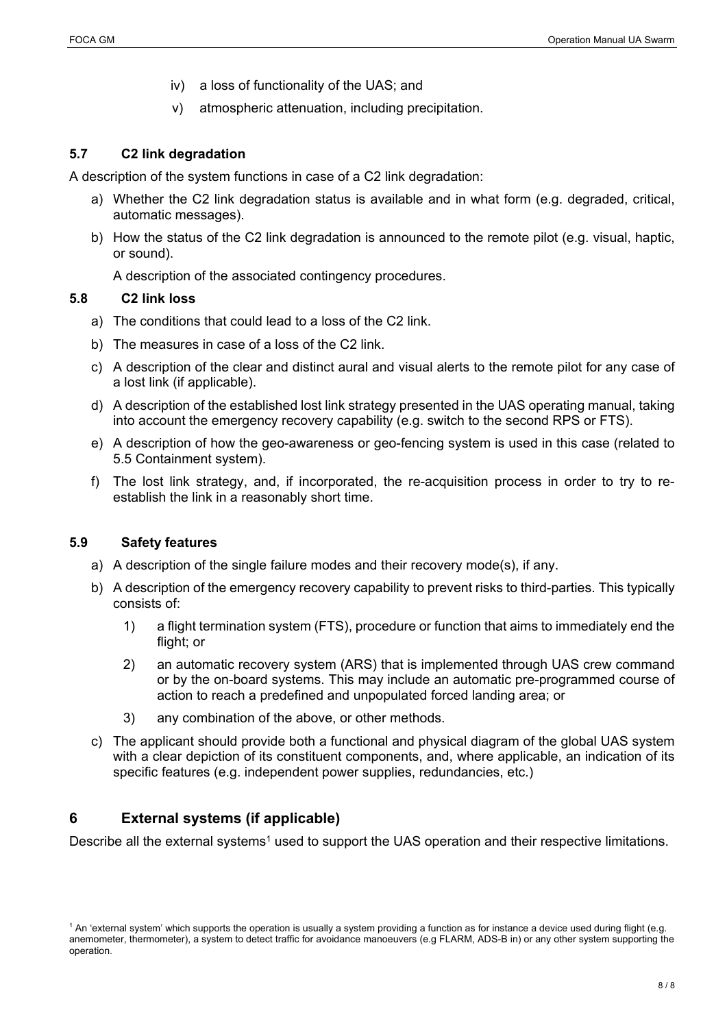iv) a loss of functionality of the UAS; and

v) atmospheric attenuation, including precipitation.

### 5.7 C2 link degradation

A description of the system functions in case of a C2 link degradation:

a) Whether the C2 link degradation status is available and in what form (e.g. degraded, critical, automatic messages).

b) How the status of the C2 link degradation is announced to the remote pilot (e.g. visual, haptic, or sound).

   A description of the associated contingency procedures.

### 5.8 C2 link loss

a) The conditions that could lead to a loss of the C2 link.

b) The measures in case of a loss of the C2 link.

c) A description of the clear and distinct aural and visual alerts to the remote pilot for any case of a lost link (if applicable).

d) A description of the established lost link strategy presented in the UAS operating manual, taking into account the emergency recovery capability (e.g. switch to the second RPS or FTS).

e) A description of how the geo-awareness or geo-fencing system is used in this case (related to 5.5 Containment system).

f) The lost link strategy, and, if incorporated, the re-acquisition process in order to try to re-establish the link in a reasonably short time.

### 5.9 Safety features

a) A description of the single failure modes and their recovery mode(s), if any.

b) A description of the emergency recovery capability to prevent risks to third-parties. This typically consists of:

   1) a flight termination system (FTS), procedure or function that aims to immediately end the flight; or

   2) an automatic recovery system (ARS) that is implemented through UAS crew command or by the on-board systems. This may include an automatic pre-programmed course of action to reach a predefined and unpopulated forced landing area; or

   3) any combination of the above, or other methods.

c) The applicant should provide both a functional and physical diagram of the global UAS system with a clear depiction of its constituent components, and, where applicable, an indication of its specific features (e.g. independent power supplies, redundancies, etc.)

## 6 External systems (if applicable)

Describe all the external systems[1] used to support the UAS operation and their respective limitations.

[1] An 'external system' which supports the operation is usually a system providing a function as for instance a device used during flight (e.g. anemometer, thermometer), a system to detect traffic for avoidance manoeuvers (e.g FLARM, ADS-B in) or any other system supporting the operation.